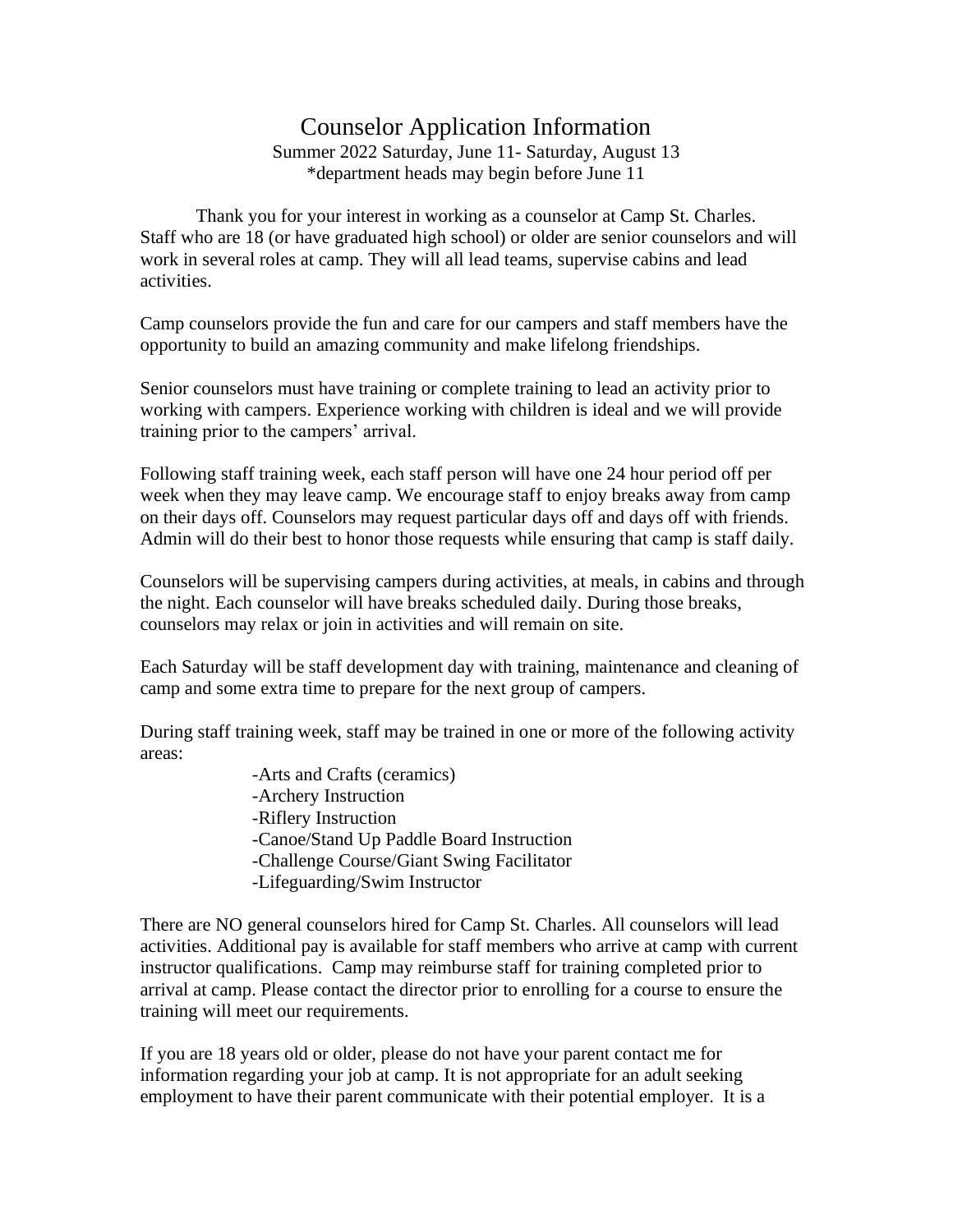# Counselor Application Information

Summer 2022 Saturday, June 11- Saturday, August 13
*department heads may begin before June 11

Thank you for your interest in working as a counselor at Camp St. Charles. Staff who are 18 (or have graduated high school) or older are senior counselors and will work in several roles at camp. They will all lead teams, supervise cabins and lead activities.

Camp counselors provide the fun and care for our campers and staff members have the opportunity to build an amazing community and make lifelong friendships.

Senior counselors must have training or complete training to lead an activity prior to working with campers. Experience working with children is ideal and we will provide training prior to the campers' arrival.

Following staff training week, each staff person will have one 24 hour period off per week when they may leave camp. We encourage staff to enjoy breaks away from camp on their days off. Counselors may request particular days off and days off with friends. Admin will do their best to honor those requests while ensuring that camp is staff daily.

Counselors will be supervising campers during activities, at meals, in cabins and through the night. Each counselor will have breaks scheduled daily. During those breaks, counselors may relax or join in activities and will remain on site.

Each Saturday will be staff development day with training, maintenance and cleaning of camp and some extra time to prepare for the next group of campers.

During staff training week, staff may be trained in one or more of the following activity areas:

- Arts and Crafts (ceramics)
- Archery Instruction
- Riflery Instruction
- Canoe/Stand Up Paddle Board Instruction
- Challenge Course/Giant Swing Facilitator
- Lifeguarding/Swim Instructor

There are NO general counselors hired for Camp St. Charles. All counselors will lead activities. Additional pay is available for staff members who arrive at camp with current instructor qualifications. Camp may reimburse staff for training completed prior to arrival at camp. Please contact the director prior to enrolling for a course to ensure the training will meet our requirements.

If you are 18 years old or older, please do not have your parent contact me for information regarding your job at camp. It is not appropriate for an adult seeking employment to have their parent communicate with their potential employer. It is a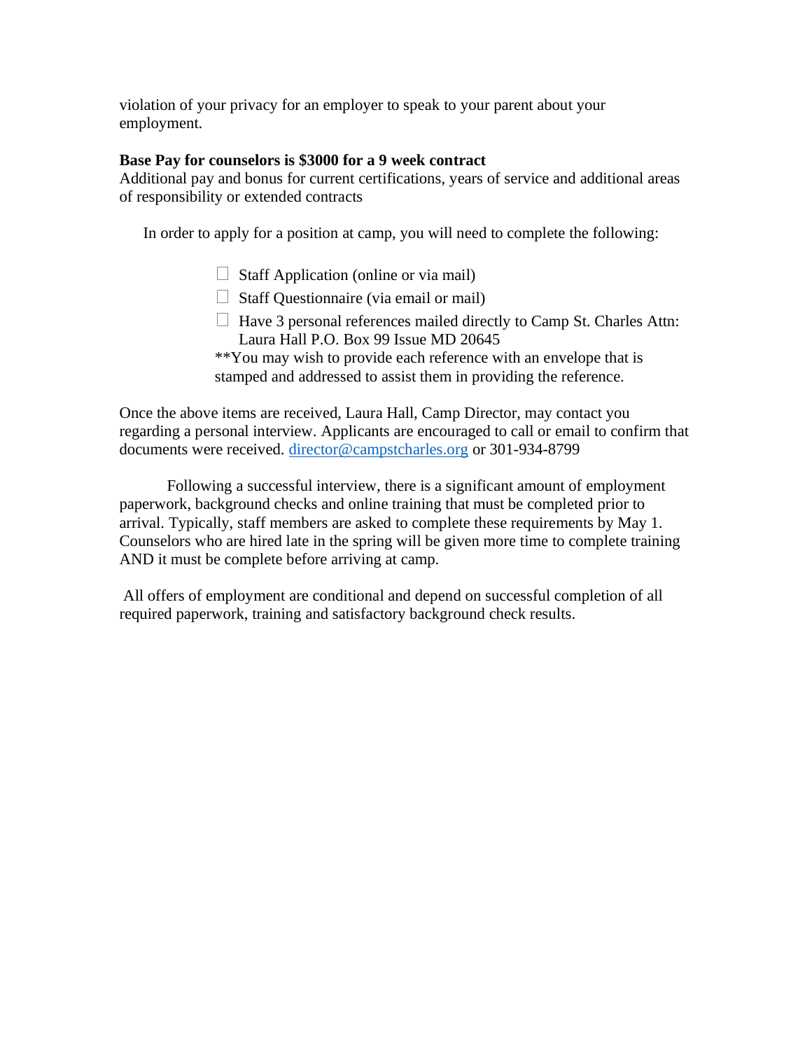violation of your privacy for an employer to speak to your parent about your employment.

**Base Pay for counselors is $3000 for a 9 week contract**
Additional pay and bonus for current certifications, years of service and additional areas of responsibility or extended contracts

In order to apply for a position at camp, you will need to complete the following:

- ☐ Staff Application (online or via mail)
- ☐ Staff Questionnaire (via email or mail)
- ☐ Have 3 personal references mailed directly to Camp St. Charles Attn: Laura Hall P.O. Box 99 Issue MD 20645

**You may wish to provide each reference with an envelope that is stamped and addressed to assist them in providing the reference.

Once the above items are received, Laura Hall, Camp Director, may contact you regarding a personal interview. Applicants are encouraged to call or email to confirm that documents were received. director@campstcharles.org or 301-934-8799

Following a successful interview, there is a significant amount of employment paperwork, background checks and online training that must be completed prior to arrival. Typically, staff members are asked to complete these requirements by May 1. Counselors who are hired late in the spring will be given more time to complete training AND it must be complete before arriving at camp.

All offers of employment are conditional and depend on successful completion of all required paperwork, training and satisfactory background check results.